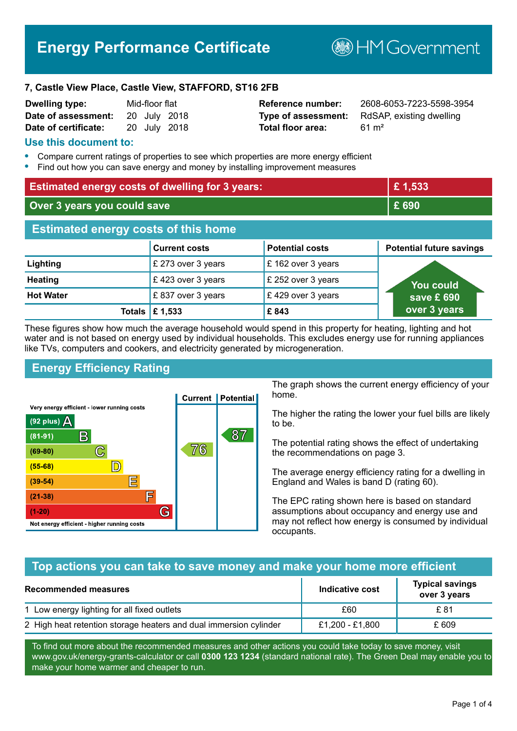# Energy Performance Certificate

HM Government

**7, Castle View Place, Castle View, STAFFORD, ST16 2FB**

| | | | |
|---|---|---|---|
| **Dwelling type:** | Mid-floor flat | **Reference number:** | 2608-6053-7223-5598-3954 |
| **Date of assessment:** | 20 July 2018 | **Type of assessment:** | RdSAP, existing dwelling |
| **Date of certificate:** | 20 July 2018 | **Total floor area:** | 61 m² |

## Use this document to:

- Compare current ratings of properties to see which properties are more energy efficient
- Find out how you can save energy and money by installing improvement measures

| | |
|---|---|
| **Estimated energy costs of dwelling for 3 years:** | **£ 1,533** |
| **Over 3 years you could save** | **£ 690** |

## Estimated energy costs of this home

| | Current costs | Potential costs | Potential future savings |
|---|---|---|---|
| **Lighting** | £ 273 over 3 years | £ 162 over 3 years | You could save £ 690 over 3 years |
| **Heating** | £ 423 over 3 years | £ 252 over 3 years | |
| **Hot Water** | £ 837 over 3 years | £ 429 over 3 years | |
| **Totals** | **£ 1,533** | **£ 843** | |

These figures show how much the average household would spend in this property for heating, lighting and hot water and is not based on energy used by individual households. This excludes energy use for running appliances like TVs, computers and cookers, and electricity generated by microgeneration.

## Energy Efficiency Rating

| Rating band | Current | Potential |
|---|---|---|
| Very energy efficient - lower running costs | | |
| (92 plus) A | | |
| (81-91) B | | 87 |
| (69-80) C | 76 | |
| (55-68) D | | |
| (39-54) E | | |
| (21-38) F | | |
| (1-20) G | | |
| Not energy efficient - higher running costs | | |

The graph shows the current energy efficiency of your home.

The higher the rating the lower your fuel bills are likely to be.

The potential rating shows the effect of undertaking the recommendations on page 3.

The average energy efficiency rating for a dwelling in England and Wales is band D (rating 60).

The EPC rating shown here is based on standard assumptions about occupancy and energy use and may not reflect how energy is consumed by individual occupants.

## Top actions you can take to save money and make your home more efficient

| Recommended measures | Indicative cost | Typical savings over 3 years |
|---|---|---|
| 1 Low energy lighting for all fixed outlets | £60 | £ 81 |
| 2 High heat retention storage heaters and dual immersion cylinder | £1,200 - £1,800 | £ 609 |

To find out more about the recommended measures and other actions you could take today to save money, visit www.gov.uk/energy-grants-calculator or call **0300 123 1234** (standard national rate). The Green Deal may enable you to make your home warmer and cheaper to run.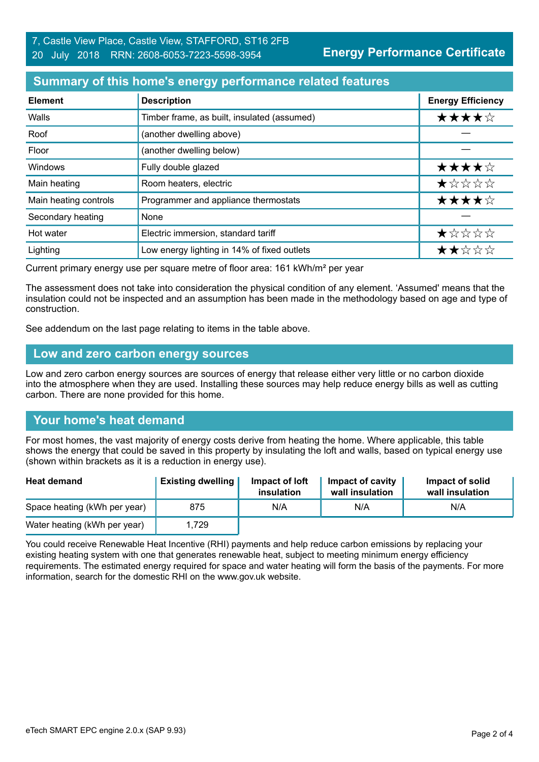## Summary of this home's energy performance related features

| Element | Description | Energy Efficiency |
| --- | --- | --- |
| Walls | Timber frame, as built, insulated (assumed) | ★★★★☆ |
| Roof | (another dwelling above) | — |
| Floor | (another dwelling below) | — |
| Windows | Fully double glazed | ★★★★☆ |
| Main heating | Room heaters, electric | ★☆☆☆☆ |
| Main heating controls | Programmer and appliance thermostats | ★★★★☆ |
| Secondary heating | None | — |
| Hot water | Electric immersion, standard tariff | ★☆☆☆☆ |
| Lighting | Low energy lighting in 14% of fixed outlets | ★★☆☆☆ |

Current primary energy use per square metre of floor area: 161 kWh/m² per year

The assessment does not take into consideration the physical condition of any element. 'Assumed' means that the insulation could not be inspected and an assumption has been made in the methodology based on age and type of construction.

See addendum on the last page relating to items in the table above.

## Low and zero carbon energy sources

Low and zero carbon energy sources are sources of energy that release either very little or no carbon dioxide into the atmosphere when they are used. Installing these sources may help reduce energy bills as well as cutting carbon. There are none provided for this home.

## Your home's heat demand

For most homes, the vast majority of energy costs derive from heating the home. Where applicable, this table shows the energy that could be saved in this property by insulating the loft and walls, based on typical energy use (shown within brackets as it is a reduction in energy use).

| Heat demand | Existing dwelling | Impact of loft insulation | Impact of cavity wall insulation | Impact of solid wall insulation |
| --- | --- | --- | --- | --- |
| Space heating (kWh per year) | 875 | N/A | N/A | N/A |
| Water heating (kWh per year) | 1,729 | | | |

You could receive Renewable Heat Incentive (RHI) payments and help reduce carbon emissions by replacing your existing heating system with one that generates renewable heat, subject to meeting minimum energy efficiency requirements. The estimated energy required for space and water heating will form the basis of the payments. For more information, search for the domestic RHI on the www.gov.uk website.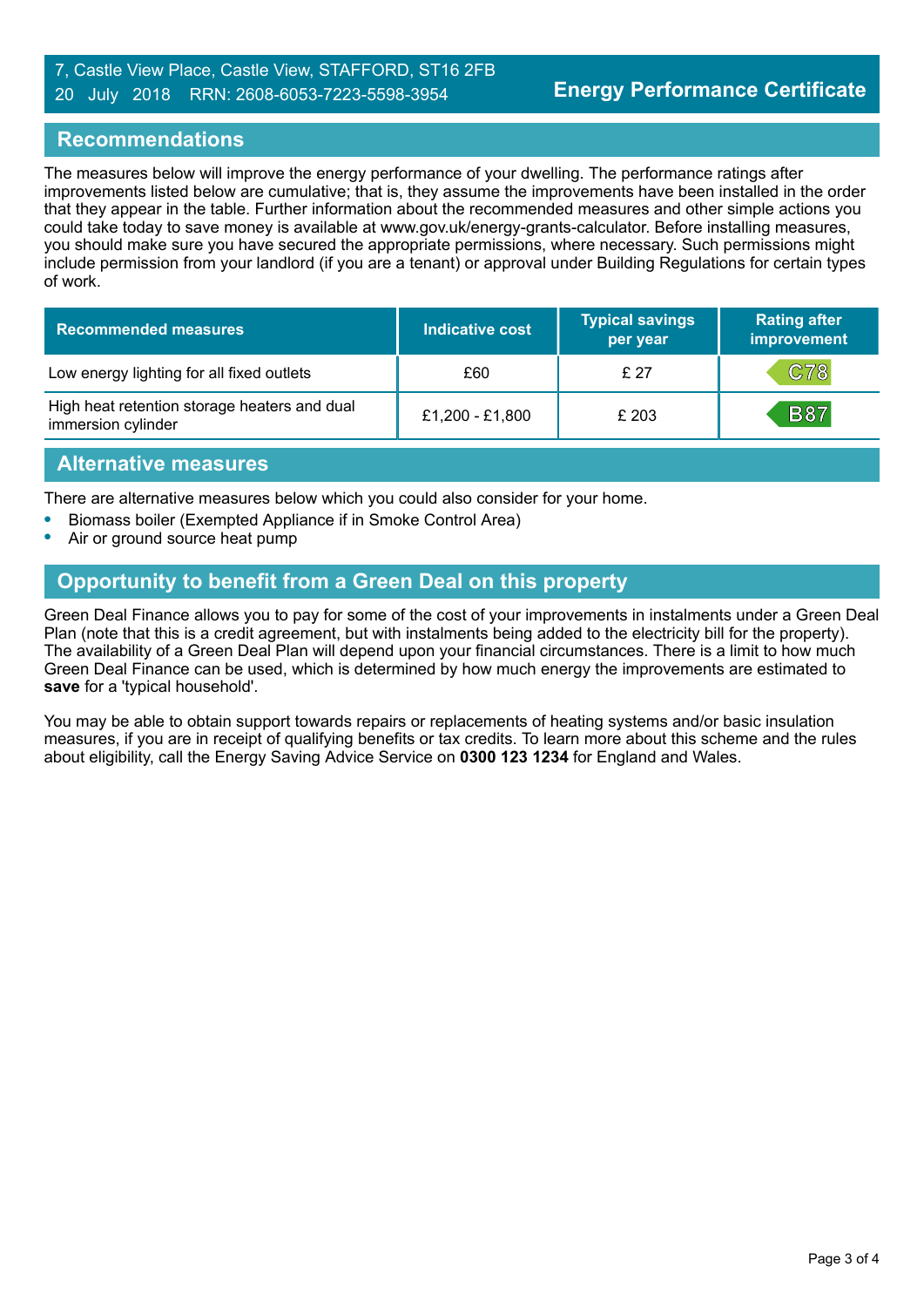7, Castle View Place, Castle View, STAFFORD, ST16 2FB
20 July 2018 RRN: 2608-6053-7223-5598-3954

**Energy Performance Certificate**

## Recommendations

The measures below will improve the energy performance of your dwelling. The performance ratings after improvements listed below are cumulative; that is, they assume the improvements have been installed in the order that they appear in the table. Further information about the recommended measures and other simple actions you could take today to save money is available at www.gov.uk/energy-grants-calculator. Before installing measures, you should make sure you have secured the appropriate permissions, where necessary. Such permissions might include permission from your landlord (if you are a tenant) or approval under Building Regulations for certain types of work.

| Recommended measures | Indicative cost | Typical savings per year | Rating after improvement |
|---|---|---|---|
| Low energy lighting for all fixed outlets | £60 | £ 27 | C78 |
| High heat retention storage heaters and dual immersion cylinder | £1,200 - £1,800 | £ 203 | B87 |

## Alternative measures

There are alternative measures below which you could also consider for your home.

- Biomass boiler (Exempted Appliance if in Smoke Control Area)
- Air or ground source heat pump

## Opportunity to benefit from a Green Deal on this property

Green Deal Finance allows you to pay for some of the cost of your improvements in instalments under a Green Deal Plan (note that this is a credit agreement, but with instalments being added to the electricity bill for the property). The availability of a Green Deal Plan will depend upon your financial circumstances. There is a limit to how much Green Deal Finance can be used, which is determined by how much energy the improvements are estimated to **save** for a 'typical household'.

You may be able to obtain support towards repairs or replacements of heating systems and/or basic insulation measures, if you are in receipt of qualifying benefits or tax credits. To learn more about this scheme and the rules about eligibility, call the Energy Saving Advice Service on **0300 123 1234** for England and Wales.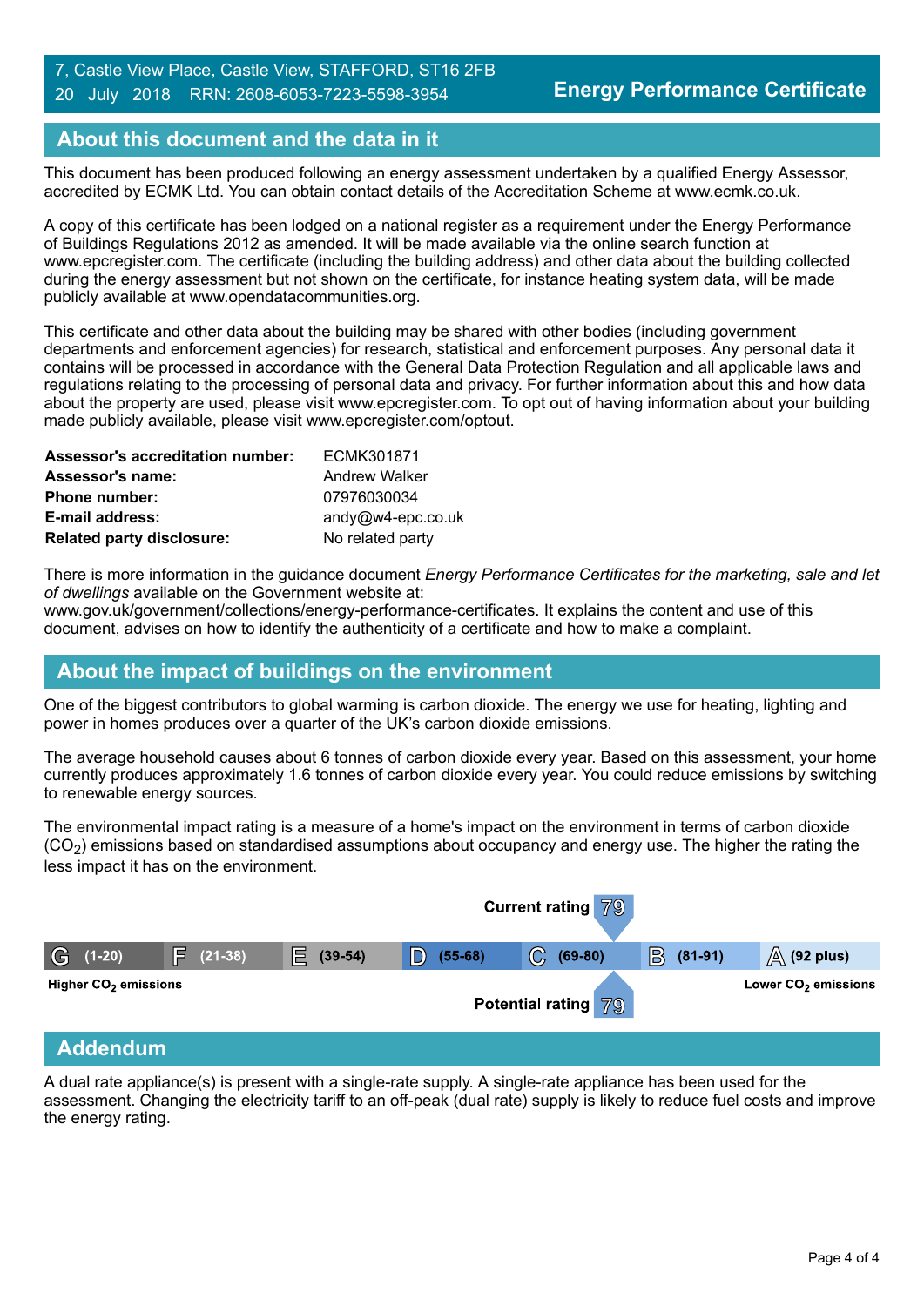7, Castle View Place, Castle View, STAFFORD, ST16 2FB
20 July 2018 RRN: 2608-6053-7223-5598-3954

**Energy Performance Certificate**

## About this document and the data in it

This document has been produced following an energy assessment undertaken by a qualified Energy Assessor, accredited by ECMK Ltd. You can obtain contact details of the Accreditation Scheme at www.ecmk.co.uk.

A copy of this certificate has been lodged on a national register as a requirement under the Energy Performance of Buildings Regulations 2012 as amended. It will be made available via the online search function at www.epcregister.com. The certificate (including the building address) and other data about the building collected during the energy assessment but not shown on the certificate, for instance heating system data, will be made publicly available at www.opendatacommunities.org.

This certificate and other data about the building may be shared with other bodies (including government departments and enforcement agencies) for research, statistical and enforcement purposes. Any personal data it contains will be processed in accordance with the General Data Protection Regulation and all applicable laws and regulations relating to the processing of personal data and privacy. For further information about this and how data about the property are used, please visit www.epcregister.com. To opt out of having information about your building made publicly available, please visit www.epcregister.com/optout.

| | |
|---|---|
| **Assessor's accreditation number:** | ECMK301871 |
| **Assessor's name:** | Andrew Walker |
| **Phone number:** | 07976030034 |
| **E-mail address:** | andy@w4-epc.co.uk |
| **Related party disclosure:** | No related party |

There is more information in the guidance document *Energy Performance Certificates for the marketing, sale and let of dwellings* available on the Government website at: www.gov.uk/government/collections/energy-performance-certificates. It explains the content and use of this document, advises on how to identify the authenticity of a certificate and how to make a complaint.

## About the impact of buildings on the environment

One of the biggest contributors to global warming is carbon dioxide. The energy we use for heating, lighting and power in homes produces over a quarter of the UK's carbon dioxide emissions.

The average household causes about 6 tonnes of carbon dioxide every year. Based on this assessment, your home currently produces approximately 1.6 tonnes of carbon dioxide every year. You could reduce emissions by switching to renewable energy sources.

The environmental impact rating is a measure of a home's impact on the environment in terms of carbon dioxide ($CO_2$) emissions based on standardised assumptions about occupancy and energy use. The higher the rating the less impact it has on the environment.

Current rating 79

G (1-20)
F (21-38)
E (39-54)
D (55-68)
C (69-80)
B (81-91)
A (92 plus)

Higher $CO_2$ emissions

Lower $CO_2$ emissions

Potential rating 79

## Addendum

A dual rate appliance(s) is present with a single-rate supply. A single-rate appliance has been used for the assessment. Changing the electricity tariff to an off-peak (dual rate) supply is likely to reduce fuel costs and improve the energy rating.